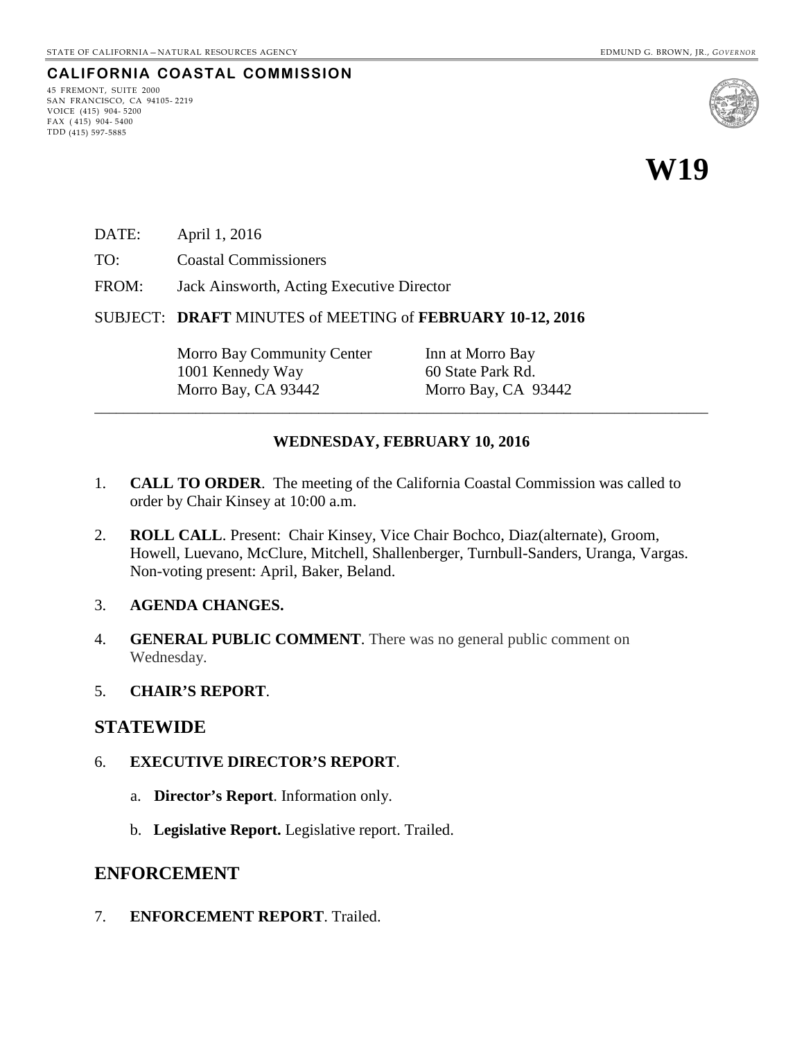STATE OF CALIFORNIA – NATURAL RESOURCES AGENCY EDMUND G. BROWN, JR., *GOVERNOR*

**CALIFORNIA COASTAL COMMISSION**

45 FREMONT, SUITE 2000
SAN FRANCISCO, CA 94105- 2219
VOICE (415) 904- 5200
FAX ( 415) 904- 5400
TDD (415) 597-5885

# W19

DATE: April 1, 2016

TO: Coastal Commissioners

FROM: Jack Ainsworth, Acting Executive Director

SUBJECT: **DRAFT** MINUTES of MEETING of **FEBRUARY 10-12, 2016**

Morro Bay Community Center
1001 Kennedy Way
Morro Bay, CA 93442

Inn at Morro Bay
60 State Park Rd.
Morro Bay, CA 93442

---

**WEDNESDAY, FEBRUARY 10, 2016**

1. **CALL TO ORDER**. The meeting of the California Coastal Commission was called to order by Chair Kinsey at 10:00 a.m.

2. **ROLL CALL**. Present: Chair Kinsey, Vice Chair Bochco, Diaz(alternate), Groom, Howell, Luevano, McClure, Mitchell, Shallenberger, Turnbull-Sanders, Uranga, Vargas. Non-voting present: April, Baker, Beland.

3. **AGENDA CHANGES.**

4. **GENERAL PUBLIC COMMENT**. There was no general public comment on Wednesday.

5. **CHAIR'S REPORT**.

## STATEWIDE

6. **EXECUTIVE DIRECTOR'S REPORT**.

   a. **Director's Report**. Information only.

   b. **Legislative Report.** Legislative report. Trailed.

## ENFORCEMENT

7. **ENFORCEMENT REPORT**. Trailed.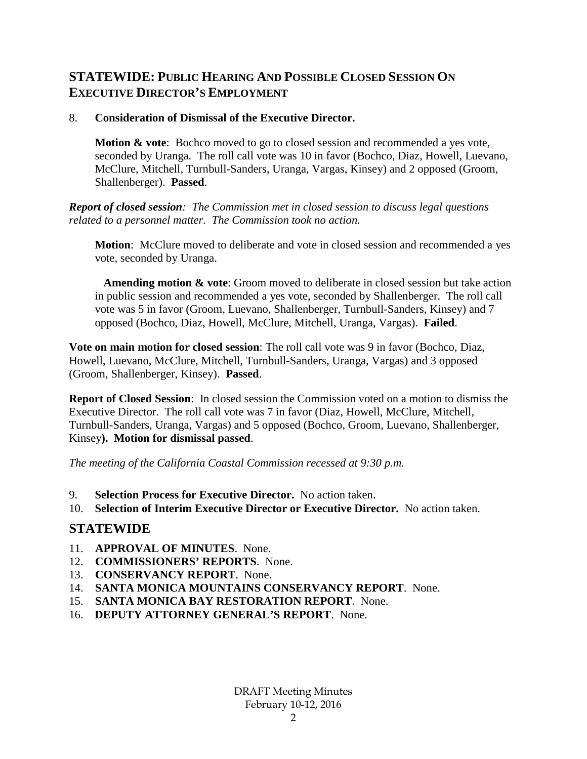## STATEWIDE: PUBLIC HEARING AND POSSIBLE CLOSED SESSION ON EXECUTIVE DIRECTOR'S EMPLOYMENT

8. **Consideration of Dismissal of the Executive Director.**

   **Motion & vote**: Bochco moved to go to closed session and recommended a yes vote, seconded by Uranga. The roll call vote was 10 in favor (Bochco, Diaz, Howell, Luevano, McClure, Mitchell, Turnbull-Sanders, Uranga, Vargas, Kinsey) and 2 opposed (Groom, Shallenberger). **Passed**.

***Report of closed session**: The Commission met in closed session to discuss legal questions related to a personnel matter. The Commission took no action.*

   **Motion**: McClure moved to deliberate and vote in closed session and recommended a yes vote, seconded by Uranga.

   **Amending motion & vote**: Groom moved to deliberate in closed session but take action in public session and recommended a yes vote, seconded by Shallenberger. The roll call vote was 5 in favor (Groom, Luevano, Shallenberger, Turnbull-Sanders, Kinsey) and 7 opposed (Bochco, Diaz, Howell, McClure, Mitchell, Uranga, Vargas). **Failed**.

**Vote on main motion for closed session**: The roll call vote was 9 in favor (Bochco, Diaz, Howell, Luevano, McClure, Mitchell, Turnbull-Sanders, Uranga, Vargas) and 3 opposed (Groom, Shallenberger, Kinsey). **Passed**.

**Report of Closed Session**: In closed session the Commission voted on a motion to dismiss the Executive Director. The roll call vote was 7 in favor (Diaz, Howell, McClure, Mitchell, Turnbull-Sanders, Uranga, Vargas) and 5 opposed (Bochco, Groom, Luevano, Shallenberger, Kinsey**). Motion for dismissal passed**.

*The meeting of the California Coastal Commission recessed at 9:30 p.m.*

9. **Selection Process for Executive Director.** No action taken.
10. **Selection of Interim Executive Director or Executive Director.** No action taken.

## STATEWIDE

11. **APPROVAL OF MINUTES**. None.
12. **COMMISSIONERS' REPORTS**. None.
13. **CONSERVANCY REPORT**. None.
14. **SANTA MONICA MOUNTAINS CONSERVANCY REPORT**. None.
15. **SANTA MONICA BAY RESTORATION REPORT**. None.
16. **DEPUTY ATTORNEY GENERAL'S REPORT**. None.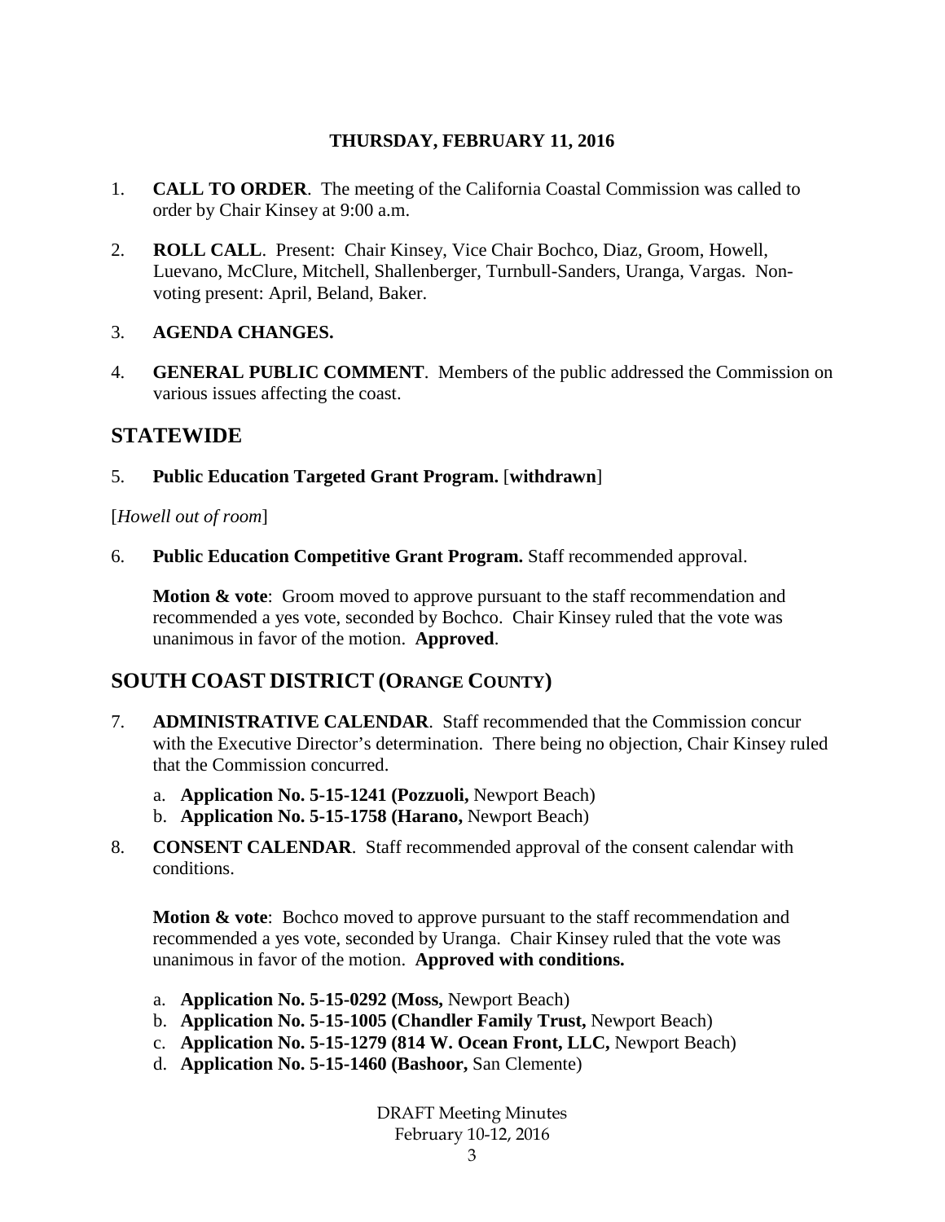**THURSDAY, FEBRUARY 11, 2016**

1. **CALL TO ORDER**. The meeting of the California Coastal Commission was called to order by Chair Kinsey at 9:00 a.m.

2. **ROLL CALL**. Present: Chair Kinsey, Vice Chair Bochco, Diaz, Groom, Howell, Luevano, McClure, Mitchell, Shallenberger, Turnbull-Sanders, Uranga, Vargas. Non-voting present: April, Beland, Baker.

3. **AGENDA CHANGES.**

4. **GENERAL PUBLIC COMMENT**. Members of the public addressed the Commission on various issues affecting the coast.

## STATEWIDE

5. **Public Education Targeted Grant Program.** [**withdrawn**]

[*Howell out of room*]

6. **Public Education Competitive Grant Program.** Staff recommended approval.

   **Motion & vote**: Groom moved to approve pursuant to the staff recommendation and recommended a yes vote, seconded by Bochco. Chair Kinsey ruled that the vote was unanimous in favor of the motion. **Approved**.

## SOUTH COAST DISTRICT (ORANGE COUNTY)

7. **ADMINISTRATIVE CALENDAR**. Staff recommended that the Commission concur with the Executive Director's determination. There being no objection, Chair Kinsey ruled that the Commission concurred.

   a. **Application No. 5-15-1241 (Pozzuoli,** Newport Beach)
   b. **Application No. 5-15-1758 (Harano,** Newport Beach)

8. **CONSENT CALENDAR**. Staff recommended approval of the consent calendar with conditions.

   **Motion & vote**: Bochco moved to approve pursuant to the staff recommendation and recommended a yes vote, seconded by Uranga. Chair Kinsey ruled that the vote was unanimous in favor of the motion. **Approved with conditions.**

   a. **Application No. 5-15-0292 (Moss,** Newport Beach)
   b. **Application No. 5-15-1005 (Chandler Family Trust,** Newport Beach)
   c. **Application No. 5-15-1279 (814 W. Ocean Front, LLC,** Newport Beach)
   d. **Application No. 5-15-1460 (Bashoor,** San Clemente)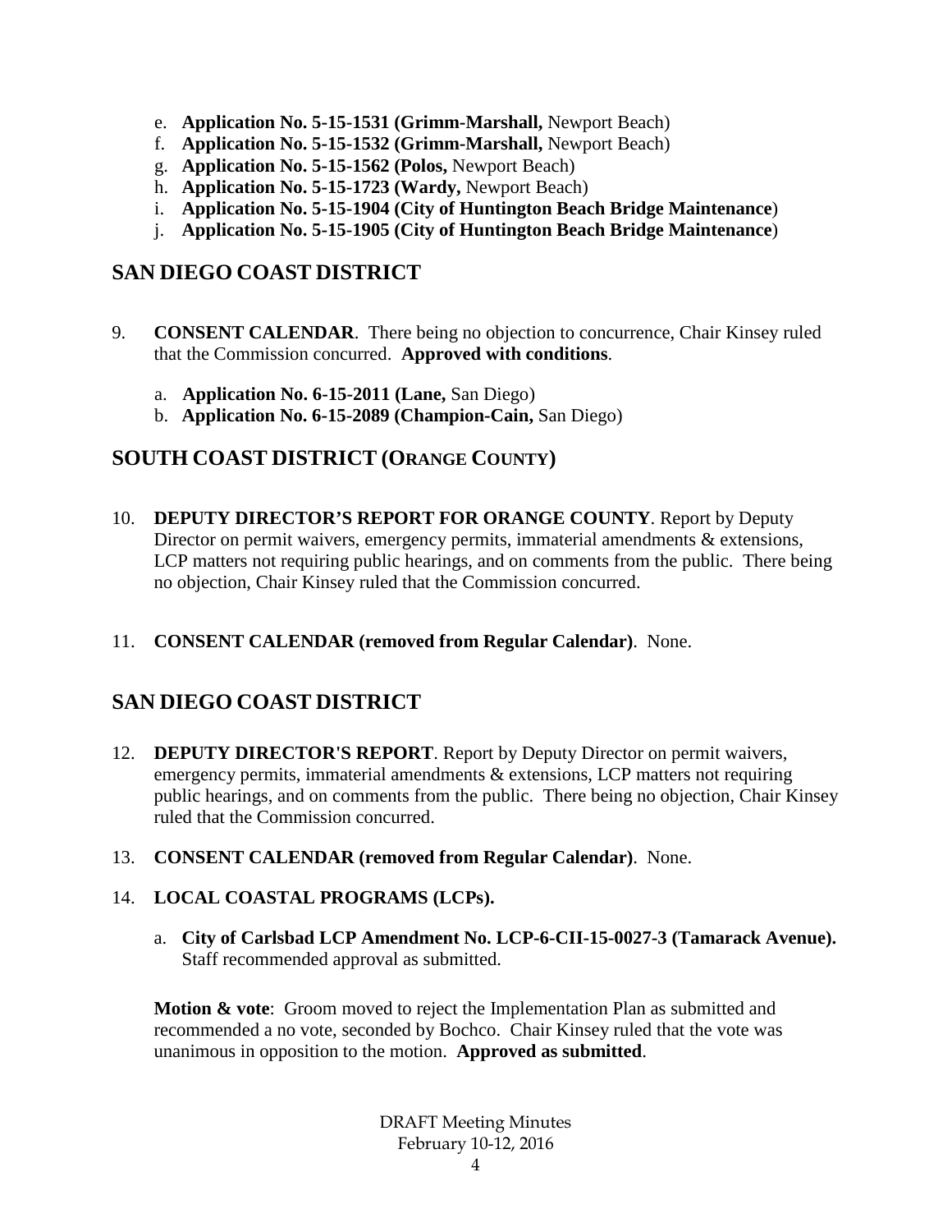e. **Application No. 5-15-1531 (Grimm-Marshall,** Newport Beach)
f. **Application No. 5-15-1532 (Grimm-Marshall,** Newport Beach)
g. **Application No. 5-15-1562 (Polos,** Newport Beach)
h. **Application No. 5-15-1723 (Wardy,** Newport Beach)
i. **Application No. 5-15-1904 (City of Huntington Beach Bridge Maintenance**)
j. **Application No. 5-15-1905 (City of Huntington Beach Bridge Maintenance**)

## SAN DIEGO COAST DISTRICT

9. **CONSENT CALENDAR**. There being no objection to concurrence, Chair Kinsey ruled that the Commission concurred. **Approved with conditions**.

   a. **Application No. 6-15-2011 (Lane,** San Diego)
   b. **Application No. 6-15-2089 (Champion-Cain,** San Diego)

## SOUTH COAST DISTRICT (ORANGE COUNTY)

10. **DEPUTY DIRECTOR'S REPORT FOR ORANGE COUNTY**. Report by Deputy Director on permit waivers, emergency permits, immaterial amendments & extensions, LCP matters not requiring public hearings, and on comments from the public. There being no objection, Chair Kinsey ruled that the Commission concurred.

11. **CONSENT CALENDAR (removed from Regular Calendar)**. None.

## SAN DIEGO COAST DISTRICT

12. **DEPUTY DIRECTOR'S REPORT**. Report by Deputy Director on permit waivers, emergency permits, immaterial amendments & extensions, LCP matters not requiring public hearings, and on comments from the public. There being no objection, Chair Kinsey ruled that the Commission concurred.

13. **CONSENT CALENDAR (removed from Regular Calendar)**. None.

14. **LOCAL COASTAL PROGRAMS (LCPs).**

    a. **City of Carlsbad LCP Amendment No. LCP-6-CII-15-0027-3 (Tamarack Avenue).** Staff recommended approval as submitted.

    **Motion & vote**: Groom moved to reject the Implementation Plan as submitted and recommended a no vote, seconded by Bochco. Chair Kinsey ruled that the vote was unanimous in opposition to the motion. **Approved as submitted**.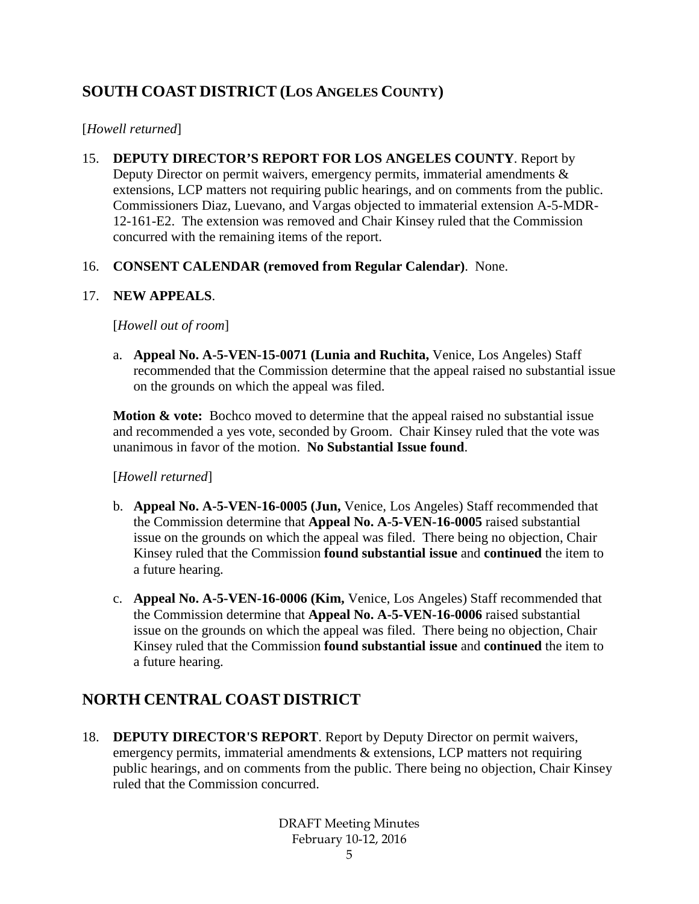## SOUTH COAST DISTRICT (LOS ANGELES COUNTY)

[*Howell returned*]

15. **DEPUTY DIRECTOR'S REPORT FOR LOS ANGELES COUNTY**. Report by Deputy Director on permit waivers, emergency permits, immaterial amendments & extensions, LCP matters not requiring public hearings, and on comments from the public. Commissioners Diaz, Luevano, and Vargas objected to immaterial extension A-5-MDR-12-161-E2. The extension was removed and Chair Kinsey ruled that the Commission concurred with the remaining items of the report.

16. **CONSENT CALENDAR (removed from Regular Calendar)**. None.

17. **NEW APPEALS**.

    [*Howell out of room*]

    a. **Appeal No. A-5-VEN-15-0071 (Lunia and Ruchita,** Venice, Los Angeles) Staff recommended that the Commission determine that the appeal raised no substantial issue on the grounds on which the appeal was filed.

    **Motion & vote:** Bochco moved to determine that the appeal raised no substantial issue and recommended a yes vote, seconded by Groom. Chair Kinsey ruled that the vote was unanimous in favor of the motion. **No Substantial Issue found**.

    [*Howell returned*]

    b. **Appeal No. A-5-VEN-16-0005 (Jun,** Venice, Los Angeles) Staff recommended that the Commission determine that **Appeal No. A-5-VEN-16-0005** raised substantial issue on the grounds on which the appeal was filed. There being no objection, Chair Kinsey ruled that the Commission **found substantial issue** and **continued** the item to a future hearing.

    c. **Appeal No. A-5-VEN-16-0006 (Kim,** Venice, Los Angeles) Staff recommended that the Commission determine that **Appeal No. A-5-VEN-16-0006** raised substantial issue on the grounds on which the appeal was filed. There being no objection, Chair Kinsey ruled that the Commission **found substantial issue** and **continued** the item to a future hearing.

## NORTH CENTRAL COAST DISTRICT

18. **DEPUTY DIRECTOR'S REPORT**. Report by Deputy Director on permit waivers, emergency permits, immaterial amendments & extensions, LCP matters not requiring public hearings, and on comments from the public. There being no objection, Chair Kinsey ruled that the Commission concurred.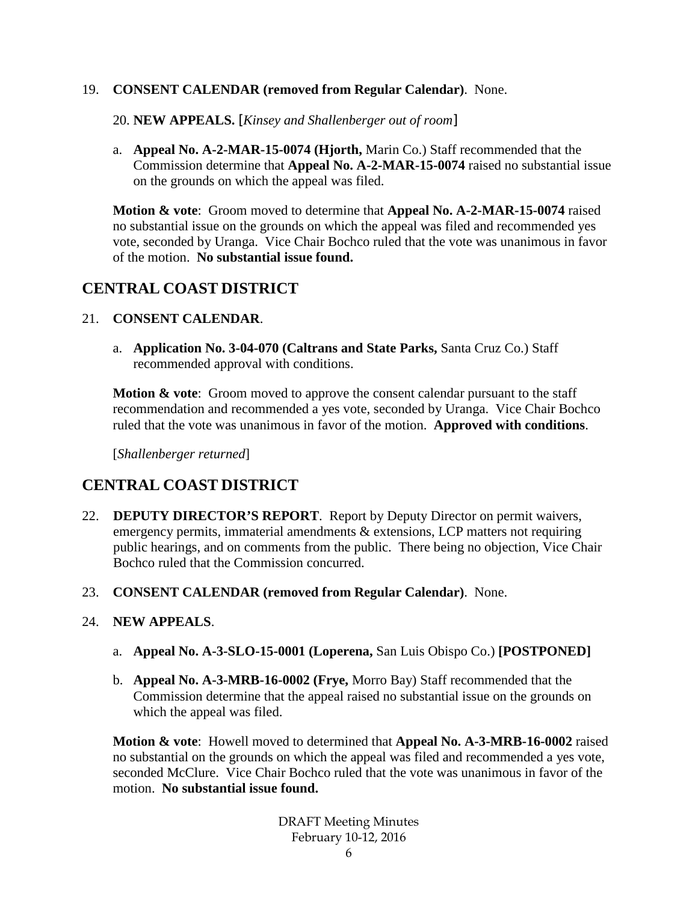19. **CONSENT CALENDAR (removed from Regular Calendar)**. None.

20. **NEW APPEALS.** [*Kinsey and Shallenberger out of room*]

a. **Appeal No. A-2-MAR-15-0074 (Hjorth,** Marin Co.) Staff recommended that the Commission determine that **Appeal No. A-2-MAR-15-0074** raised no substantial issue on the grounds on which the appeal was filed.

**Motion & vote**: Groom moved to determine that **Appeal No. A-2-MAR-15-0074** raised no substantial issue on the grounds on which the appeal was filed and recommended yes vote, seconded by Uranga. Vice Chair Bochco ruled that the vote was unanimous in favor of the motion. **No substantial issue found.**

## CENTRAL COAST DISTRICT

21. **CONSENT CALENDAR**.

a. **Application No. 3-04-070 (Caltrans and State Parks,** Santa Cruz Co.) Staff recommended approval with conditions.

**Motion & vote**: Groom moved to approve the consent calendar pursuant to the staff recommendation and recommended a yes vote, seconded by Uranga. Vice Chair Bochco ruled that the vote was unanimous in favor of the motion. **Approved with conditions**.

[*Shallenberger returned*]

## CENTRAL COAST DISTRICT

22. **DEPUTY DIRECTOR'S REPORT**. Report by Deputy Director on permit waivers, emergency permits, immaterial amendments & extensions, LCP matters not requiring public hearings, and on comments from the public. There being no objection, Vice Chair Bochco ruled that the Commission concurred.

23. **CONSENT CALENDAR (removed from Regular Calendar)**. None.

24. **NEW APPEALS**.

a. **Appeal No. A-3-SLO-15-0001 (Loperena,** San Luis Obispo Co.) **[POSTPONED]**

b. **Appeal No. A-3-MRB-16-0002 (Frye,** Morro Bay) Staff recommended that the Commission determine that the appeal raised no substantial issue on the grounds on which the appeal was filed.

**Motion & vote**: Howell moved to determined that **Appeal No. A-3-MRB-16-0002** raised no substantial on the grounds on which the appeal was filed and recommended a yes vote, seconded McClure. Vice Chair Bochco ruled that the vote was unanimous in favor of the motion. **No substantial issue found.**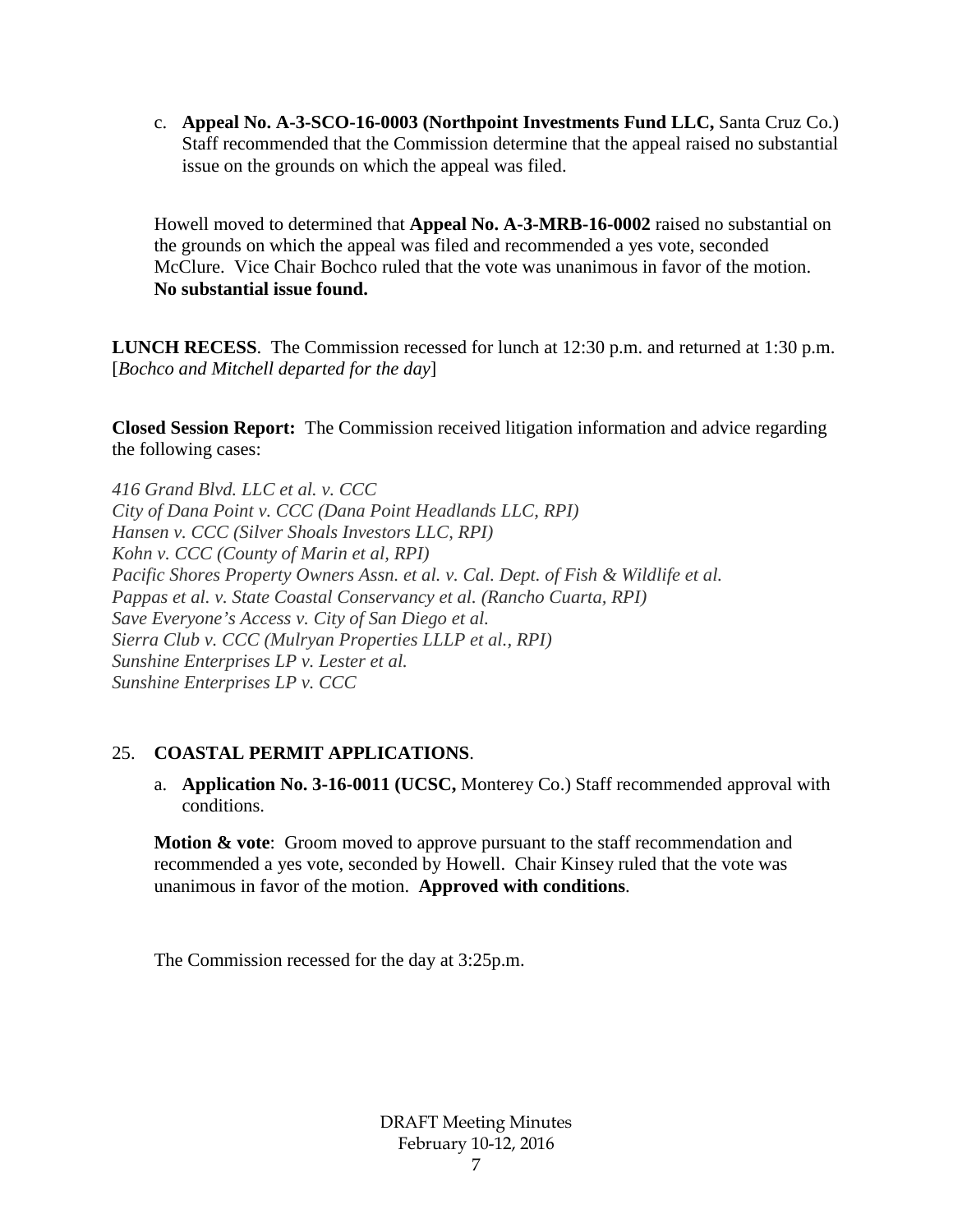c. **Appeal No. A-3-SCO-16-0003 (Northpoint Investments Fund LLC,** Santa Cruz Co.) Staff recommended that the Commission determine that the appeal raised no substantial issue on the grounds on which the appeal was filed.

Howell moved to determined that **Appeal No. A-3-MRB-16-0002** raised no substantial on the grounds on which the appeal was filed and recommended a yes vote, seconded McClure. Vice Chair Bochco ruled that the vote was unanimous in favor of the motion. **No substantial issue found.**

**LUNCH RECESS**. The Commission recessed for lunch at 12:30 p.m. and returned at 1:30 p.m. [*Bochco and Mitchell departed for the day*]

**Closed Session Report:** The Commission received litigation information and advice regarding the following cases:

*416 Grand Blvd. LLC et al. v. CCC*
*City of Dana Point v. CCC (Dana Point Headlands LLC, RPI)*
*Hansen v. CCC (Silver Shoals Investors LLC, RPI)*
*Kohn v. CCC (County of Marin et al, RPI)*
*Pacific Shores Property Owners Assn. et al. v. Cal. Dept. of Fish & Wildlife et al.*
*Pappas et al. v. State Coastal Conservancy et al. (Rancho Cuarta, RPI)*
*Save Everyone's Access v. City of San Diego et al.*
*Sierra Club v. CCC (Mulryan Properties LLLP et al., RPI)*
*Sunshine Enterprises LP v. Lester et al.*
*Sunshine Enterprises LP v. CCC*

25. **COASTAL PERMIT APPLICATIONS**.

a. **Application No. 3-16-0011 (UCSC,** Monterey Co.) Staff recommended approval with conditions.

**Motion & vote**: Groom moved to approve pursuant to the staff recommendation and recommended a yes vote, seconded by Howell. Chair Kinsey ruled that the vote was unanimous in favor of the motion. **Approved with conditions**.

The Commission recessed for the day at 3:25p.m.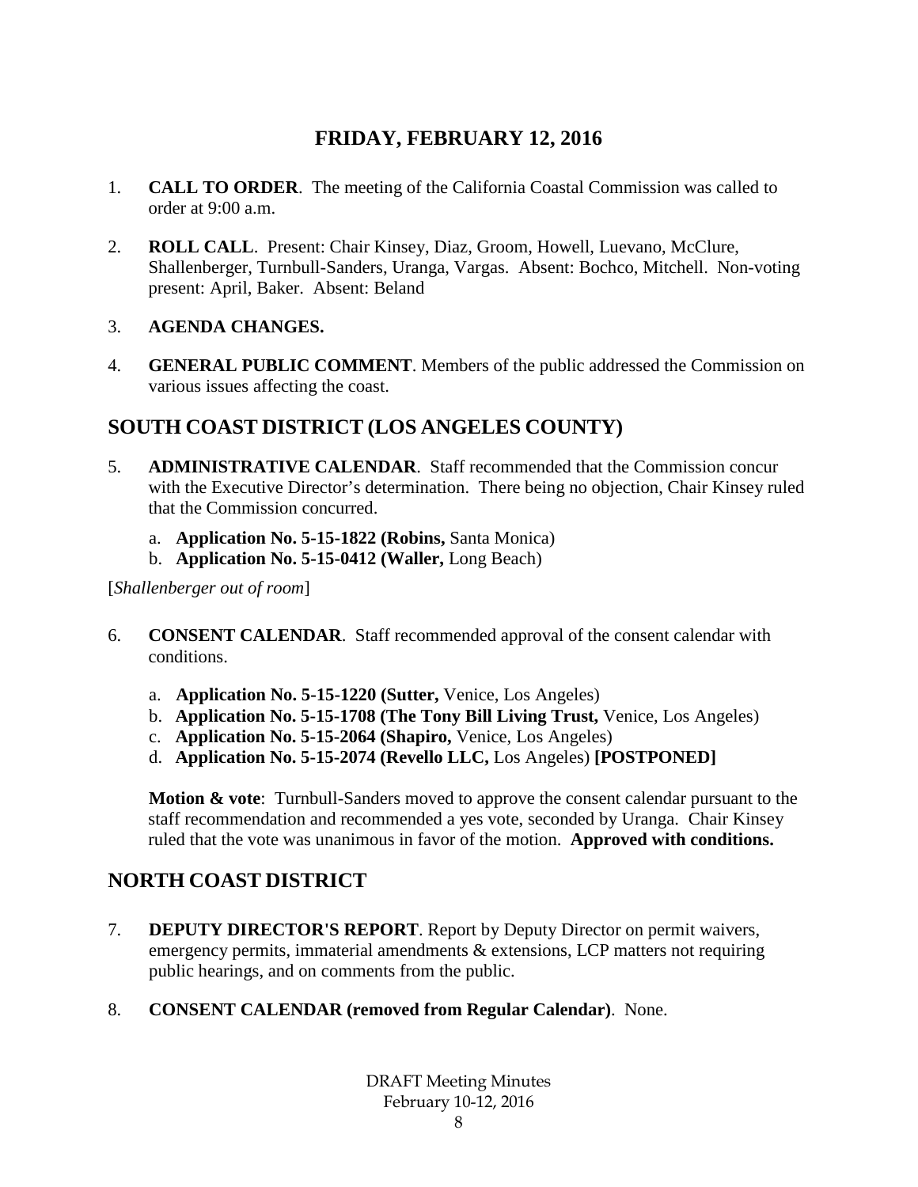# FRIDAY, FEBRUARY 12, 2016

1. **CALL TO ORDER**. The meeting of the California Coastal Commission was called to order at 9:00 a.m.

2. **ROLL CALL**. Present: Chair Kinsey, Diaz, Groom, Howell, Luevano, McClure, Shallenberger, Turnbull-Sanders, Uranga, Vargas. Absent: Bochco, Mitchell. Non-voting present: April, Baker. Absent: Beland

3. **AGENDA CHANGES.**

4. **GENERAL PUBLIC COMMENT**. Members of the public addressed the Commission on various issues affecting the coast.

## SOUTH COAST DISTRICT (LOS ANGELES COUNTY)

5. **ADMINISTRATIVE CALENDAR**. Staff recommended that the Commission concur with the Executive Director's determination. There being no objection, Chair Kinsey ruled that the Commission concurred.

   a. **Application No. 5-15-1822 (Robins,** Santa Monica)
   b. **Application No. 5-15-0412 (Waller,** Long Beach)

[*Shallenberger out of room*]

6. **CONSENT CALENDAR**. Staff recommended approval of the consent calendar with conditions.

   a. **Application No. 5-15-1220 (Sutter,** Venice, Los Angeles)
   b. **Application No. 5-15-1708 (The Tony Bill Living Trust,** Venice, Los Angeles)
   c. **Application No. 5-15-2064 (Shapiro,** Venice, Los Angeles)
   d. **Application No. 5-15-2074 (Revello LLC,** Los Angeles) **[POSTPONED]**

   **Motion & vote**: Turnbull-Sanders moved to approve the consent calendar pursuant to the staff recommendation and recommended a yes vote, seconded by Uranga. Chair Kinsey ruled that the vote was unanimous in favor of the motion. **Approved with conditions.**

## NORTH COAST DISTRICT

7. **DEPUTY DIRECTOR'S REPORT**. Report by Deputy Director on permit waivers, emergency permits, immaterial amendments & extensions, LCP matters not requiring public hearings, and on comments from the public.

8. **CONSENT CALENDAR (removed from Regular Calendar)**. None.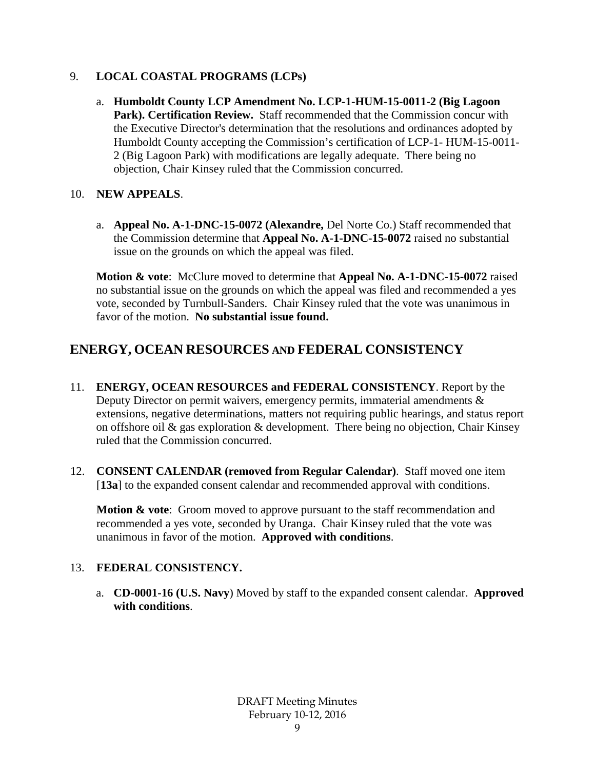9. **LOCAL COASTAL PROGRAMS (LCPs)**

   a. **Humboldt County LCP Amendment No. LCP-1-HUM-15-0011-2 (Big Lagoon Park). Certification Review.** Staff recommended that the Commission concur with the Executive Director's determination that the resolutions and ordinances adopted by Humboldt County accepting the Commission's certification of LCP-1- HUM-15-0011-2 (Big Lagoon Park) with modifications are legally adequate. There being no objection, Chair Kinsey ruled that the Commission concurred.

10. **NEW APPEALS**.

    a. **Appeal No. A-1-DNC-15-0072 (Alexandre,** Del Norte Co.) Staff recommended that the Commission determine that **Appeal No. A-1-DNC-15-0072** raised no substantial issue on the grounds on which the appeal was filed.

    **Motion & vote**: McClure moved to determine that **Appeal No. A-1-DNC-15-0072** raised no substantial issue on the grounds on which the appeal was filed and recommended a yes vote, seconded by Turnbull-Sanders. Chair Kinsey ruled that the vote was unanimous in favor of the motion. **No substantial issue found.**

## ENERGY, OCEAN RESOURCES AND FEDERAL CONSISTENCY

11. **ENERGY, OCEAN RESOURCES and FEDERAL CONSISTENCY**. Report by the Deputy Director on permit waivers, emergency permits, immaterial amendments & extensions, negative determinations, matters not requiring public hearings, and status report on offshore oil & gas exploration & development. There being no objection, Chair Kinsey ruled that the Commission concurred.

12. **CONSENT CALENDAR (removed from Regular Calendar)**. Staff moved one item [**13a**] to the expanded consent calendar and recommended approval with conditions.

    **Motion & vote**: Groom moved to approve pursuant to the staff recommendation and recommended a yes vote, seconded by Uranga. Chair Kinsey ruled that the vote was unanimous in favor of the motion. **Approved with conditions**.

13. **FEDERAL CONSISTENCY.**

    a. **CD-0001-16 (U.S. Navy**) Moved by staff to the expanded consent calendar. **Approved with conditions**.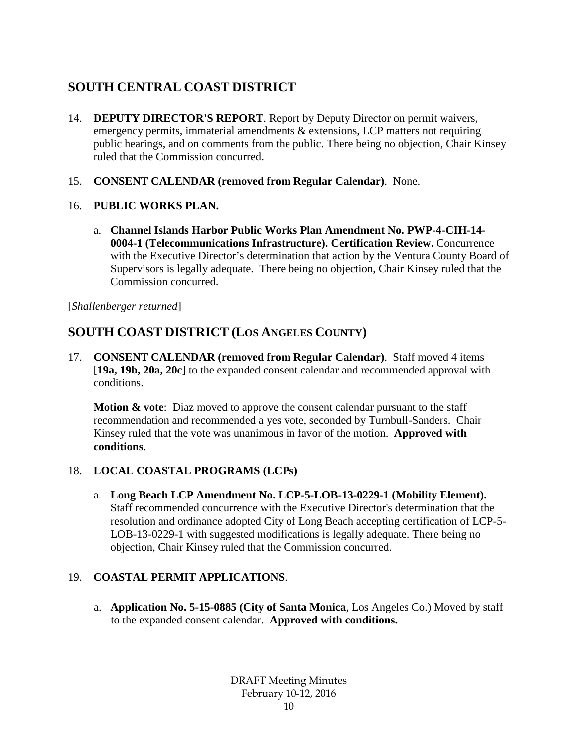## SOUTH CENTRAL COAST DISTRICT

14. **DEPUTY DIRECTOR'S REPORT**. Report by Deputy Director on permit waivers, emergency permits, immaterial amendments & extensions, LCP matters not requiring public hearings, and on comments from the public. There being no objection, Chair Kinsey ruled that the Commission concurred.

15. **CONSENT CALENDAR (removed from Regular Calendar)**. None.

16. **PUBLIC WORKS PLAN.**

    a. **Channel Islands Harbor Public Works Plan Amendment No. PWP-4-CIH-14-0004-1 (Telecommunications Infrastructure). Certification Review.** Concurrence with the Executive Director's determination that action by the Ventura County Board of Supervisors is legally adequate. There being no objection, Chair Kinsey ruled that the Commission concurred.

[*Shallenberger returned*]

## SOUTH COAST DISTRICT (LOS ANGELES COUNTY)

17. **CONSENT CALENDAR (removed from Regular Calendar)**. Staff moved 4 items [**19a, 19b, 20a, 20c**] to the expanded consent calendar and recommended approval with conditions.

    **Motion & vote**: Diaz moved to approve the consent calendar pursuant to the staff recommendation and recommended a yes vote, seconded by Turnbull-Sanders. Chair Kinsey ruled that the vote was unanimous in favor of the motion. **Approved with conditions**.

18. **LOCAL COASTAL PROGRAMS (LCPs)**

    a. **Long Beach LCP Amendment No. LCP-5-LOB-13-0229-1 (Mobility Element).** Staff recommended concurrence with the Executive Director's determination that the resolution and ordinance adopted City of Long Beach accepting certification of LCP-5-LOB-13-0229-1 with suggested modifications is legally adequate. There being no objection, Chair Kinsey ruled that the Commission concurred.

19. **COASTAL PERMIT APPLICATIONS**.

    a. **Application No. 5-15-0885 (City of Santa Monica**, Los Angeles Co.) Moved by staff to the expanded consent calendar. **Approved with conditions.**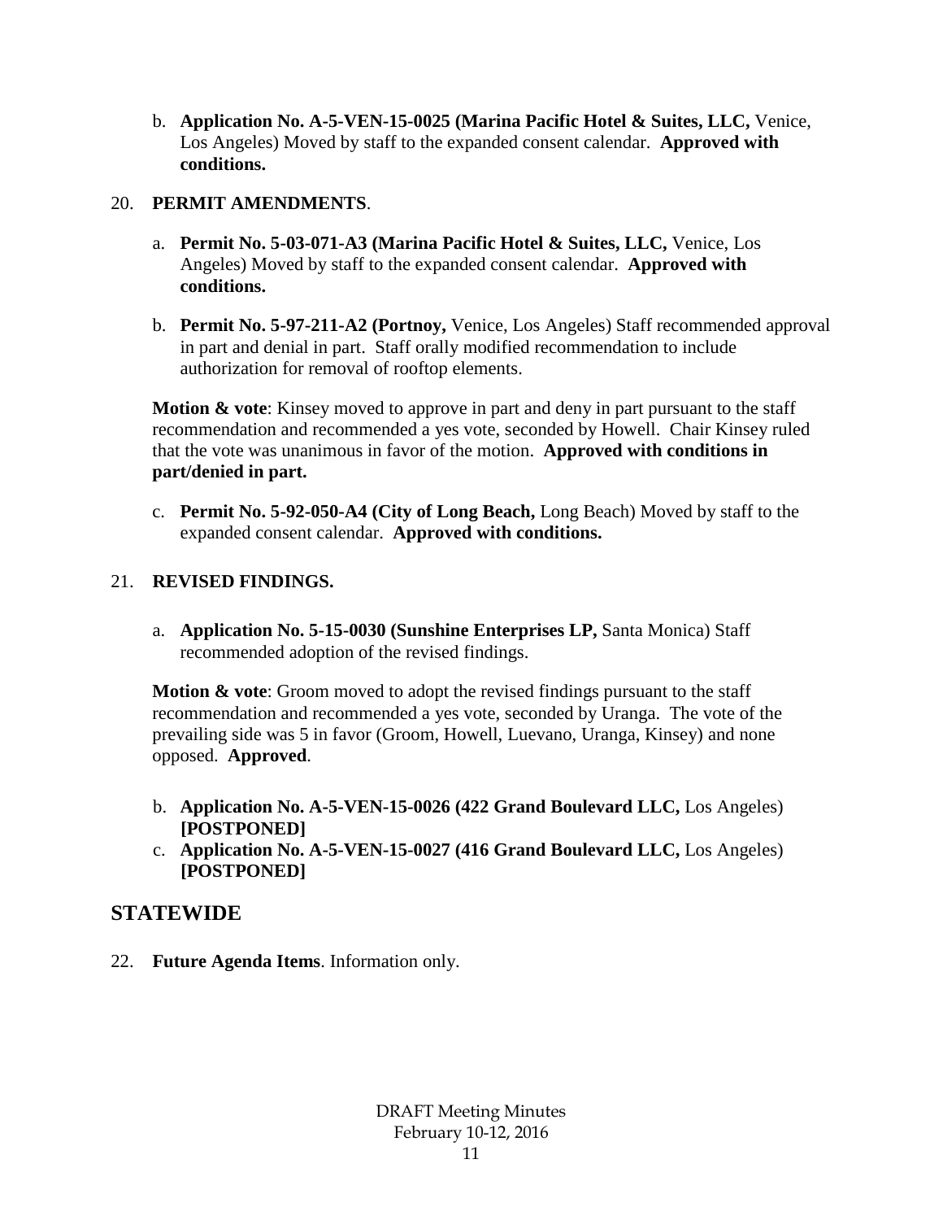b. **Application No. A-5-VEN-15-0025 (Marina Pacific Hotel & Suites, LLC,** Venice, Los Angeles) Moved by staff to the expanded consent calendar. **Approved with conditions.**

20. **PERMIT AMENDMENTS**.

a. **Permit No. 5-03-071-A3 (Marina Pacific Hotel & Suites, LLC,** Venice, Los Angeles) Moved by staff to the expanded consent calendar. **Approved with conditions.**

b. **Permit No. 5-97-211-A2 (Portnoy,** Venice, Los Angeles) Staff recommended approval in part and denial in part. Staff orally modified recommendation to include authorization for removal of rooftop elements.

**Motion & vote**: Kinsey moved to approve in part and deny in part pursuant to the staff recommendation and recommended a yes vote, seconded by Howell. Chair Kinsey ruled that the vote was unanimous in favor of the motion. **Approved with conditions in part/denied in part.**

c. **Permit No. 5-92-050-A4 (City of Long Beach,** Long Beach) Moved by staff to the expanded consent calendar. **Approved with conditions.**

21. **REVISED FINDINGS.**

a. **Application No. 5-15-0030 (Sunshine Enterprises LP,** Santa Monica) Staff recommended adoption of the revised findings.

**Motion & vote**: Groom moved to adopt the revised findings pursuant to the staff recommendation and recommended a yes vote, seconded by Uranga. The vote of the prevailing side was 5 in favor (Groom, Howell, Luevano, Uranga, Kinsey) and none opposed. **Approved**.

b. **Application No. A-5-VEN-15-0026 (422 Grand Boulevard LLC,** Los Angeles) **[POSTPONED]**

c. **Application No. A-5-VEN-15-0027 (416 Grand Boulevard LLC,** Los Angeles) **[POSTPONED]**

## STATEWIDE

22. **Future Agenda Items**. Information only.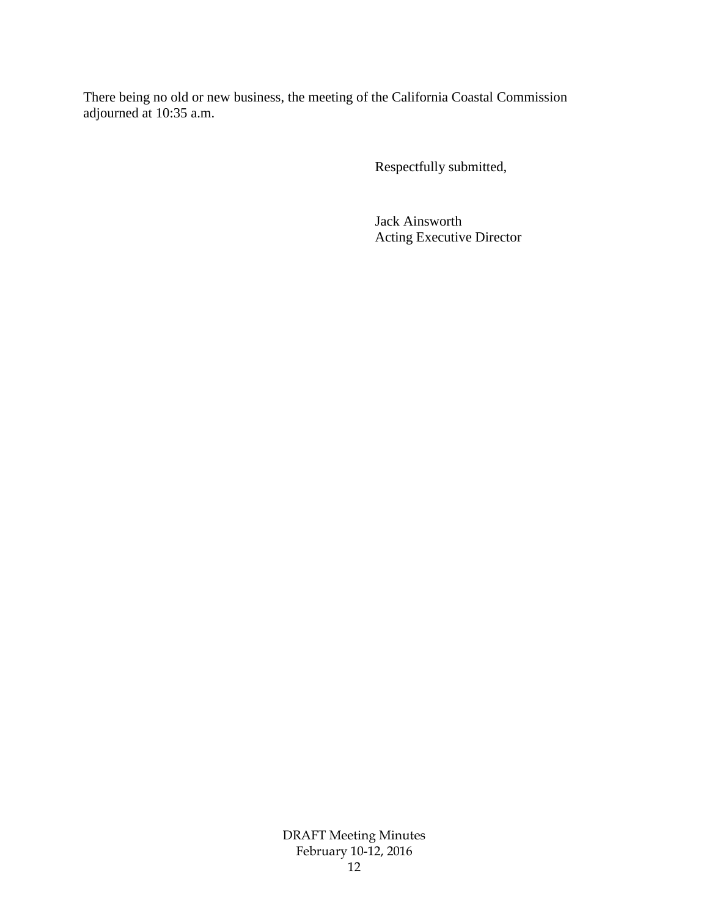There being no old or new business, the meeting of the California Coastal Commission adjourned at 10:35 a.m.

Respectfully submitted,

Jack Ainsworth
Acting Executive Director